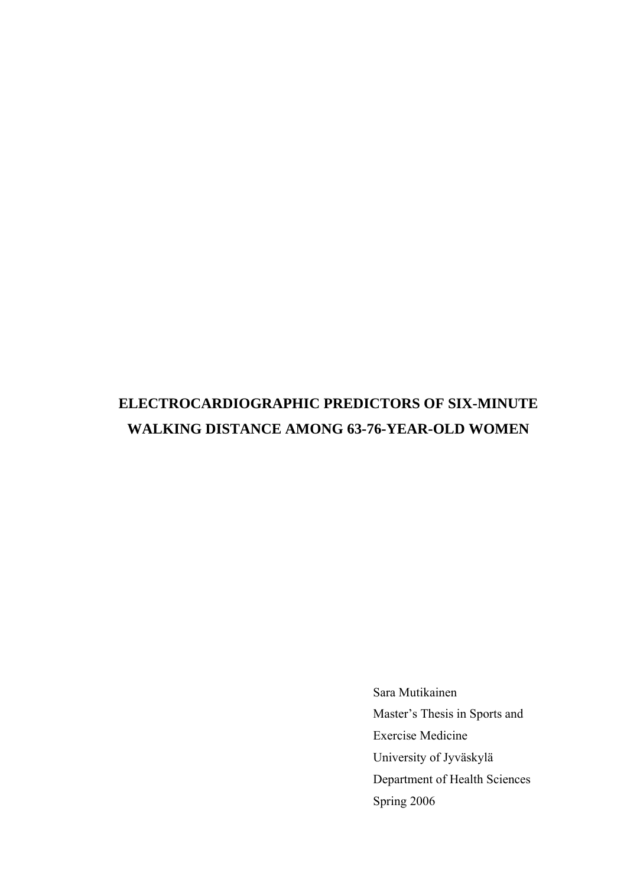# ELECTROCARDIOGRAPHIC PREDICTORS OF SIX-MINUTE WALKING DISTANCE AMONG 63-76-YEAR-OLD WOMEN

Sara Mutikainen

Master's Thesis in Sports and Exercise Medicine

University of Jyväskylä

Department of Health Sciences

Spring 2006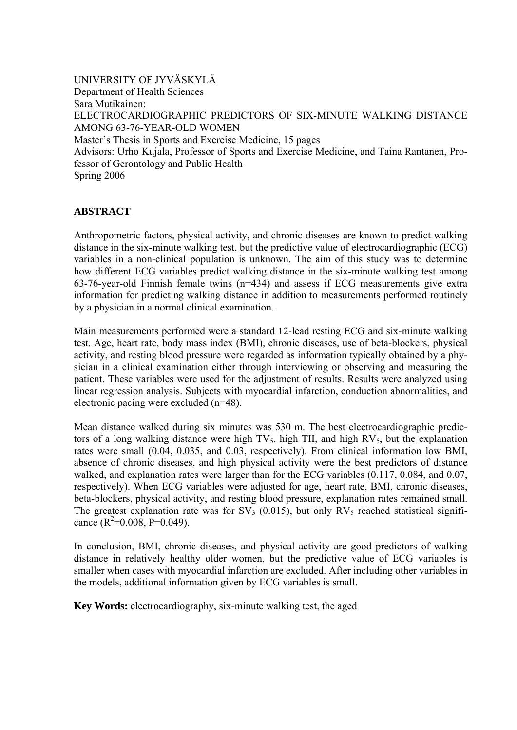UNIVERSITY OF JYVÄSKYLÄ
Department of Health Sciences
Sara Mutikainen:
ELECTROCARDIOGRAPHIC PREDICTORS OF SIX-MINUTE WALKING DISTANCE AMONG 63-76-YEAR-OLD WOMEN
Master's Thesis in Sports and Exercise Medicine, 15 pages
Advisors: Urho Kujala, Professor of Sports and Exercise Medicine, and Taina Rantanen, Professor of Gerontology and Public Health
Spring 2006

**ABSTRACT**

Anthropometric factors, physical activity, and chronic diseases are known to predict walking distance in the six-minute walking test, but the predictive value of electrocardiographic (ECG) variables in a non-clinical population is unknown. The aim of this study was to determine how different ECG variables predict walking distance in the six-minute walking test among 63-76-year-old Finnish female twins (n=434) and assess if ECG measurements give extra information for predicting walking distance in addition to measurements performed routinely by a physician in a normal clinical examination.

Main measurements performed were a standard 12-lead resting ECG and six-minute walking test. Age, heart rate, body mass index (BMI), chronic diseases, use of beta-blockers, physical activity, and resting blood pressure were regarded as information typically obtained by a physician in a clinical examination either through interviewing or observing and measuring the patient. These variables were used for the adjustment of results. Results were analyzed using linear regression analysis. Subjects with myocardial infarction, conduction abnormalities, and electronic pacing were excluded (n=48).

Mean distance walked during six minutes was 530 m. The best electrocardiographic predictors of a long walking distance were high $TV_5$, high TII, and high $RV_5$, but the explanation rates were small (0.04, 0.035, and 0.03, respectively). From clinical information low BMI, absence of chronic diseases, and high physical activity were the best predictors of distance walked, and explanation rates were larger than for the ECG variables (0.117, 0.084, and 0.07, respectively). When ECG variables were adjusted for age, heart rate, BMI, chronic diseases, beta-blockers, physical activity, and resting blood pressure, explanation rates remained small. The greatest explanation rate was for $SV_3$ (0.015), but only $RV_5$ reached statistical significance ($R^2$=0.008, P=0.049).

In conclusion, BMI, chronic diseases, and physical activity are good predictors of walking distance in relatively healthy older women, but the predictive value of ECG variables is smaller when cases with myocardial infarction are excluded. After including other variables in the models, additional information given by ECG variables is small.

**Key Words:** electrocardiography, six-minute walking test, the aged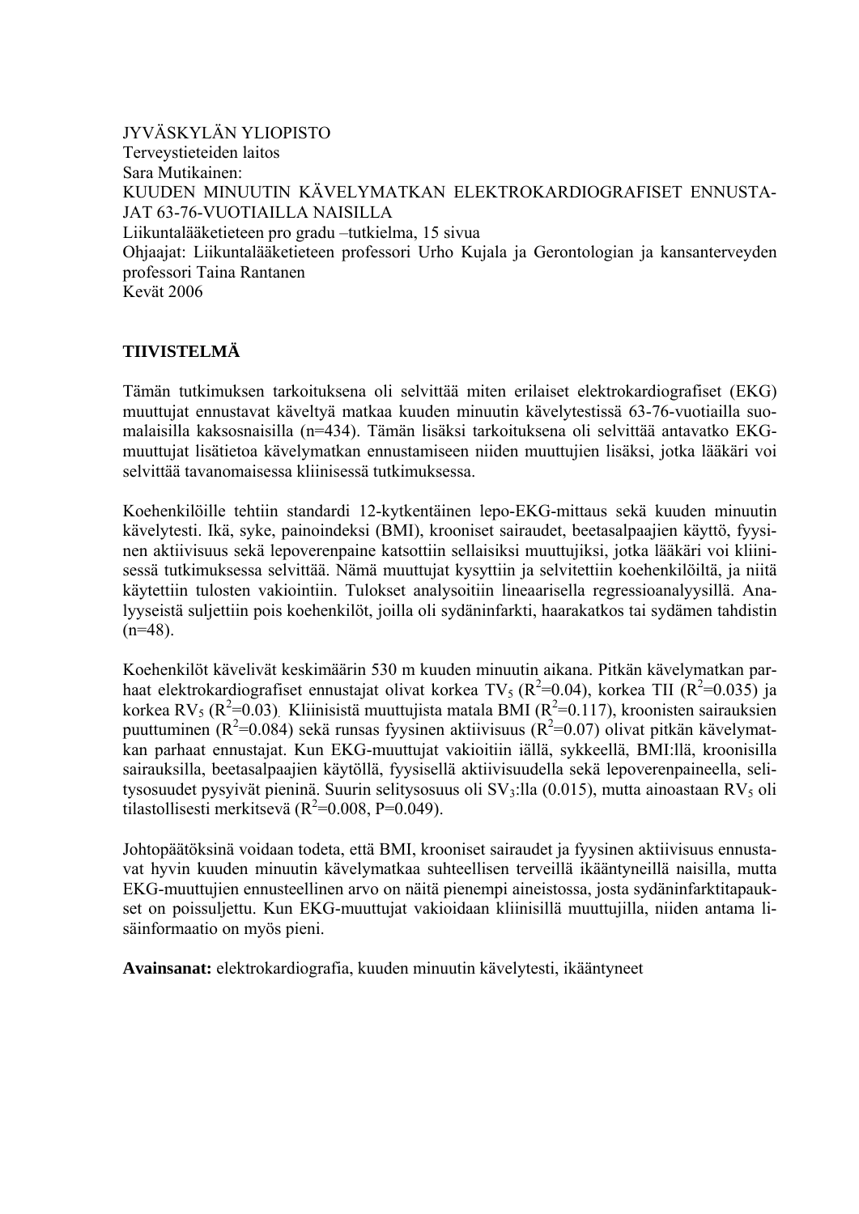JYVÄSKYLÄN YLIOPISTO
Terveystieteiden laitos
Sara Mutikainen:
KUUDEN MINUUTIN KÄVELYMATKAN ELEKTROKARDIOGRAFISET ENNUSTAJAT 63-76-VUOTIAILLA NAISILLA
Liikuntalääketieteen pro gradu –tutkielma, 15 sivua
Ohjaajat: Liikuntalääketieteen professori Urho Kujala ja Gerontologian ja kansanterveyden professori Taina Rantanen
Kevät 2006

## TIIVISTELMÄ

Tämän tutkimuksen tarkoituksena oli selvittää miten erilaiset elektrokardiografiset (EKG) muuttujat ennustavat käveltyä matkaa kuuden minuutin kävelytestissä 63-76-vuotiailla suomalaisilla kaksosnaisilla (n=434). Tämän lisäksi tarkoituksena oli selvittää antavatko EKG-muuttujat lisätietoa kävelymatkan ennustamiseen niiden muuttujien lisäksi, jotka lääkäri voi selvittää tavanomaisessa kliinisessä tutkimuksessa.

Koehenkilöille tehtiin standardi 12-kytkentäinen lepo-EKG-mittaus sekä kuuden minuutin kävelytesti. Ikä, syke, painoindeksi (BMI), krooniset sairaudet, beetasalpaajien käyttö, fyysinen aktiivisuus sekä lepoverenpaine katsottiin sellaisiksi muuttujiksi, jotka lääkäri voi kliinisessä tutkimuksessa selvittää. Nämä muuttujat kysyttiin ja selvitettiin koehenkilöiltä, ja niitä käytettiin tulosten vakiointiin. Tulokset analysoitiin lineaarisella regressioanalyysillä. Analyyseistä suljettiin pois koehenkilöt, joilla oli sydäninfarkti, haarakatkos tai sydämen tahdistin (n=48).

Koehenkilöt kävelivät keskimäärin 530 m kuuden minuutin aikana. Pitkän kävelymatkan parhaat elektrokardiografiset ennustajat olivat korkea $TV_5$ ($R^2$=0.04), korkea TII ($R^2$=0.035) ja korkea $RV_5$ ($R^2$=0.03). Kliinisistä muuttujista matala BMI ($R^2$=0.117), kroonisten sairauksien puuttuminen ($R^2$=0.084) sekä runsas fyysinen aktiivisuus ($R^2$=0.07) olivat pitkän kävelymatkan parhaat ennustajat. Kun EKG-muuttujat vakioitiin iällä, sykkeellä, BMI:llä, kroonisilla sairauksilla, beetasalpaajien käytöllä, fyysisellä aktiivisuudella sekä lepoverenpaineella, selitysosuudet pysyivät pieninä. Suurin selitysosuus oli $SV_3$:lla (0.015), mutta ainoastaan $RV_5$ oli tilastollisesti merkitsevä ($R^2$=0.008, P=0.049).

Johtopäätöksinä voidaan todeta, että BMI, krooniset sairaudet ja fyysinen aktiivisuus ennustavat hyvin kuuden minuutin kävelymatkaa suhteellisen terveillä ikääntyneillä naisilla, mutta EKG-muuttujien ennusteellinen arvo on näitä pienempi aineistossa, josta sydäninfarktitapaukset on poissuljettu. Kun EKG-muuttujat vakioidaan kliinisillä muuttujilla, niiden antama lisäinformaatio on myös pieni.

**Avainsanat:** elektrokardiografia, kuuden minuutin kävelytesti, ikääntyneet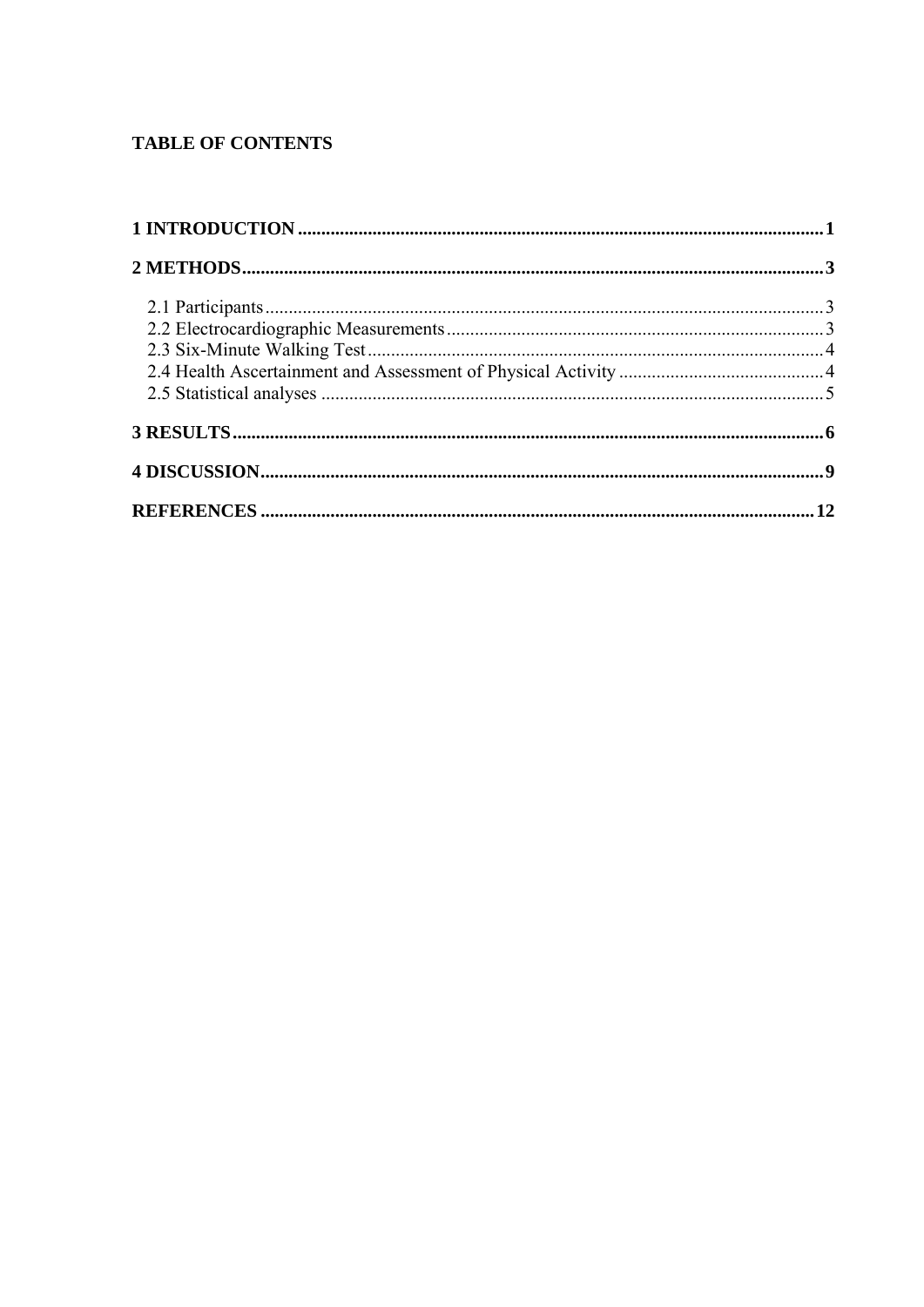## TABLE OF CONTENTS

**1 INTRODUCTION ............................................................................................................ 1**

**2 METHODS ..................................................................................................................... 3**

2.1 Participants .................................................................................................................. 3
2.2 Electrocardiographic Measurements ........................................................................... 3
2.3 Six-Minute Walking Test ............................................................................................ 4
2.4 Health Ascertainment and Assessment of Physical Activity ....................................... 4
2.5 Statistical analyses ....................................................................................................... 5

**3 RESULTS ....................................................................................................................... 6**

**4 DISCUSSION ................................................................................................................. 9**

**REFERENCES ................................................................................................................. 12**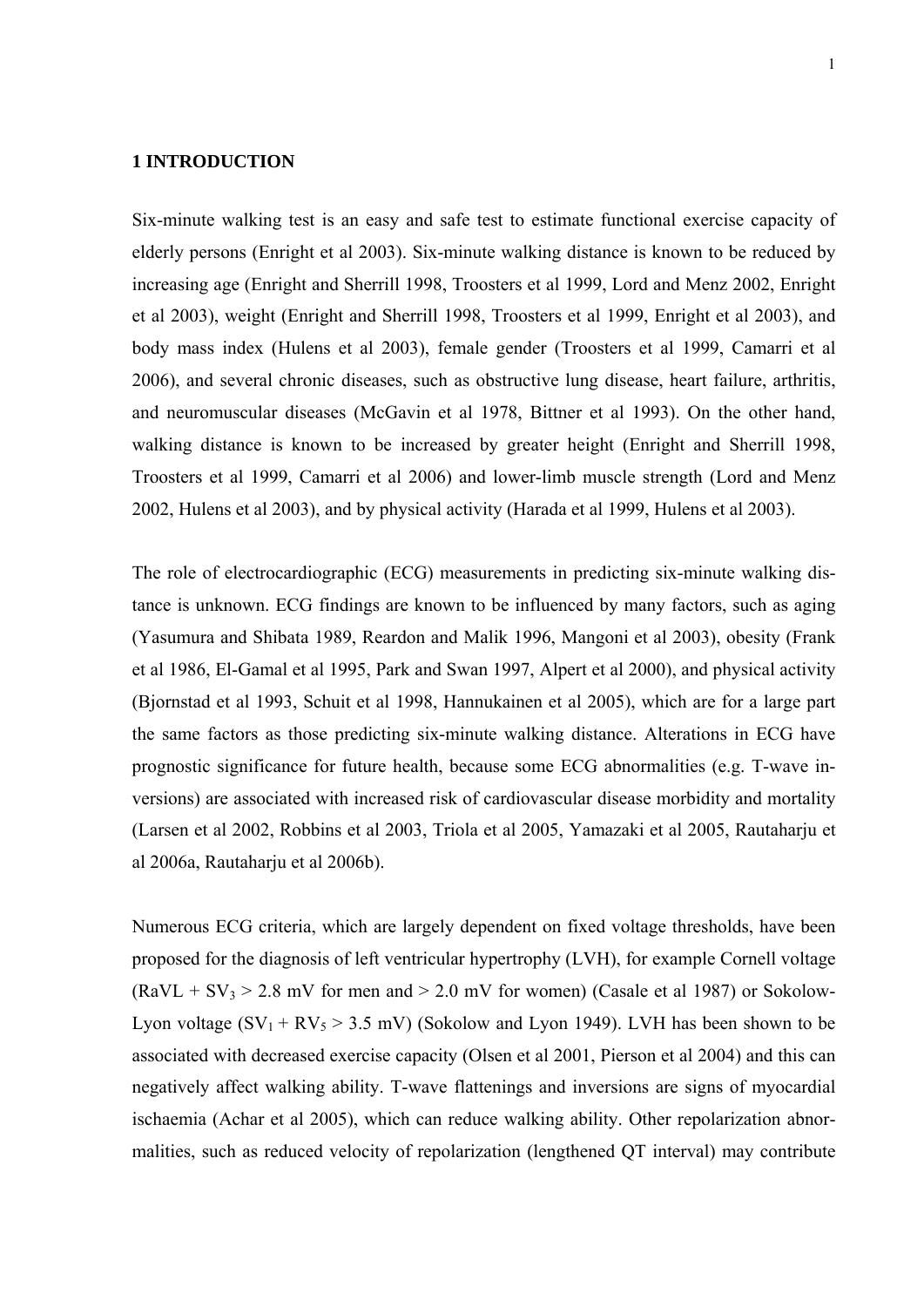# 1 INTRODUCTION

Six-minute walking test is an easy and safe test to estimate functional exercise capacity of elderly persons (Enright et al 2003). Six-minute walking distance is known to be reduced by increasing age (Enright and Sherrill 1998, Troosters et al 1999, Lord and Menz 2002, Enright et al 2003), weight (Enright and Sherrill 1998, Troosters et al 1999, Enright et al 2003), and body mass index (Hulens et al 2003), female gender (Troosters et al 1999, Camarri et al 2006), and several chronic diseases, such as obstructive lung disease, heart failure, arthritis, and neuromuscular diseases (McGavin et al 1978, Bittner et al 1993). On the other hand, walking distance is known to be increased by greater height (Enright and Sherrill 1998, Troosters et al 1999, Camarri et al 2006) and lower-limb muscle strength (Lord and Menz 2002, Hulens et al 2003), and by physical activity (Harada et al 1999, Hulens et al 2003).

The role of electrocardiographic (ECG) measurements in predicting six-minute walking distance is unknown. ECG findings are known to be influenced by many factors, such as aging (Yasumura and Shibata 1989, Reardon and Malik 1996, Mangoni et al 2003), obesity (Frank et al 1986, El-Gamal et al 1995, Park and Swan 1997, Alpert et al 2000), and physical activity (Bjornstad et al 1993, Schuit et al 1998, Hannukainen et al 2005), which are for a large part the same factors as those predicting six-minute walking distance. Alterations in ECG have prognostic significance for future health, because some ECG abnormalities (e.g. T-wave inversions) are associated with increased risk of cardiovascular disease morbidity and mortality (Larsen et al 2002, Robbins et al 2003, Triola et al 2005, Yamazaki et al 2005, Rautaharju et al 2006a, Rautaharju et al 2006b).

Numerous ECG criteria, which are largely dependent on fixed voltage thresholds, have been proposed for the diagnosis of left ventricular hypertrophy (LVH), for example Cornell voltage ($RaVL + SV_3 > 2.8$ mV for men and $> 2.0$ mV for women) (Casale et al 1987) or Sokolow-Lyon voltage ($SV_1 + RV_5 > 3.5$ mV) (Sokolow and Lyon 1949). LVH has been shown to be associated with decreased exercise capacity (Olsen et al 2001, Pierson et al 2004) and this can negatively affect walking ability. T-wave flattenings and inversions are signs of myocardial ischaemia (Achar et al 2005), which can reduce walking ability. Other repolarization abnormalities, such as reduced velocity of repolarization (lengthened QT interval) may contribute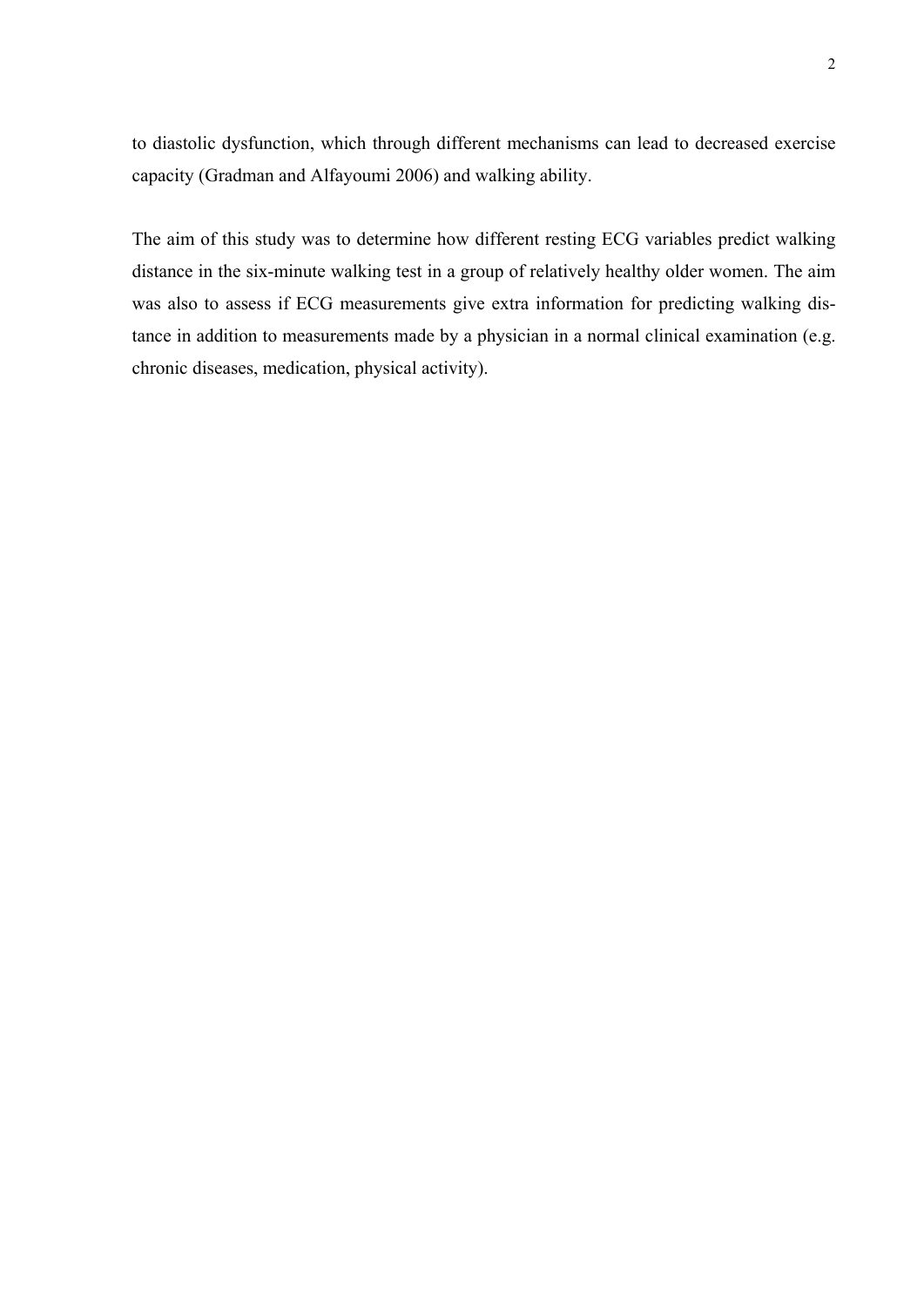to diastolic dysfunction, which through different mechanisms can lead to decreased exercise capacity (Gradman and Alfayoumi 2006) and walking ability.

The aim of this study was to determine how different resting ECG variables predict walking distance in the six-minute walking test in a group of relatively healthy older women. The aim was also to assess if ECG measurements give extra information for predicting walking distance in addition to measurements made by a physician in a normal clinical examination (e.g. chronic diseases, medication, physical activity).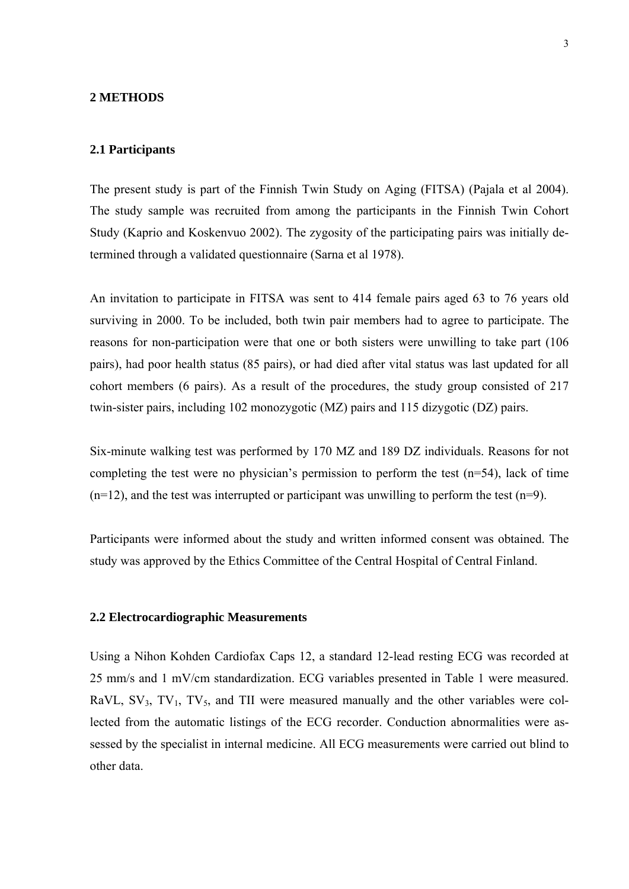# 2 METHODS

## 2.1 Participants

The present study is part of the Finnish Twin Study on Aging (FITSA) (Pajala et al 2004). The study sample was recruited from among the participants in the Finnish Twin Cohort Study (Kaprio and Koskenvuo 2002). The zygosity of the participating pairs was initially determined through a validated questionnaire (Sarna et al 1978).

An invitation to participate in FITSA was sent to 414 female pairs aged 63 to 76 years old surviving in 2000. To be included, both twin pair members had to agree to participate. The reasons for non-participation were that one or both sisters were unwilling to take part (106 pairs), had poor health status (85 pairs), or had died after vital status was last updated for all cohort members (6 pairs). As a result of the procedures, the study group consisted of 217 twin-sister pairs, including 102 monozygotic (MZ) pairs and 115 dizygotic (DZ) pairs.

Six-minute walking test was performed by 170 MZ and 189 DZ individuals. Reasons for not completing the test were no physician's permission to perform the test (n=54), lack of time (n=12), and the test was interrupted or participant was unwilling to perform the test (n=9).

Participants were informed about the study and written informed consent was obtained. The study was approved by the Ethics Committee of the Central Hospital of Central Finland.

## 2.2 Electrocardiographic Measurements

Using a Nihon Kohden Cardiofax Caps 12, a standard 12-lead resting ECG was recorded at 25 mm/s and 1 mV/cm standardization. ECG variables presented in Table 1 were measured. RaVL, $SV_3$, $TV_1$, $TV_5$, and TII were measured manually and the other variables were collected from the automatic listings of the ECG recorder. Conduction abnormalities were assessed by the specialist in internal medicine. All ECG measurements were carried out blind to other data.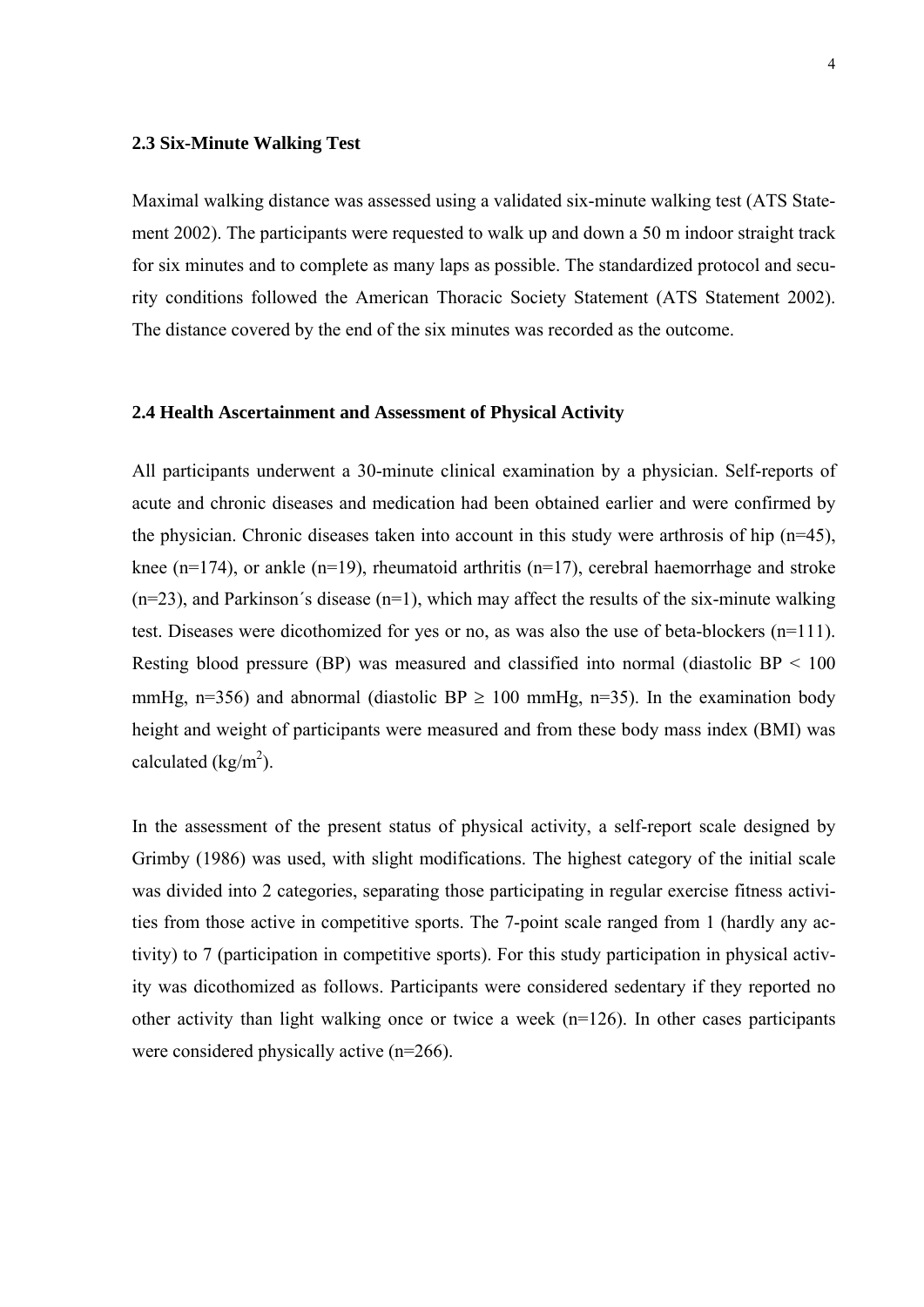### 2.3 Six-Minute Walking Test

Maximal walking distance was assessed using a validated six-minute walking test (ATS Statement 2002). The participants were requested to walk up and down a 50 m indoor straight track for six minutes and to complete as many laps as possible. The standardized protocol and security conditions followed the American Thoracic Society Statement (ATS Statement 2002). The distance covered by the end of the six minutes was recorded as the outcome.

### 2.4 Health Ascertainment and Assessment of Physical Activity

All participants underwent a 30-minute clinical examination by a physician. Self-reports of acute and chronic diseases and medication had been obtained earlier and were confirmed by the physician. Chronic diseases taken into account in this study were arthrosis of hip (n=45), knee (n=174), or ankle (n=19), rheumatoid arthritis (n=17), cerebral haemorrhage and stroke (n=23), and Parkinson´s disease (n=1), which may affect the results of the six-minute walking test. Diseases were dicothomized for yes or no, as was also the use of beta-blockers (n=111). Resting blood pressure (BP) was measured and classified into normal (diastolic BP < 100 mmHg, n=356) and abnormal (diastolic BP ≥ 100 mmHg, n=35). In the examination body height and weight of participants were measured and from these body mass index (BMI) was calculated ($kg/m^2$).

In the assessment of the present status of physical activity, a self-report scale designed by Grimby (1986) was used, with slight modifications. The highest category of the initial scale was divided into 2 categories, separating those participating in regular exercise fitness activities from those active in competitive sports. The 7-point scale ranged from 1 (hardly any activity) to 7 (participation in competitive sports). For this study participation in physical activity was dicothomized as follows. Participants were considered sedentary if they reported no other activity than light walking once or twice a week (n=126). In other cases participants were considered physically active (n=266).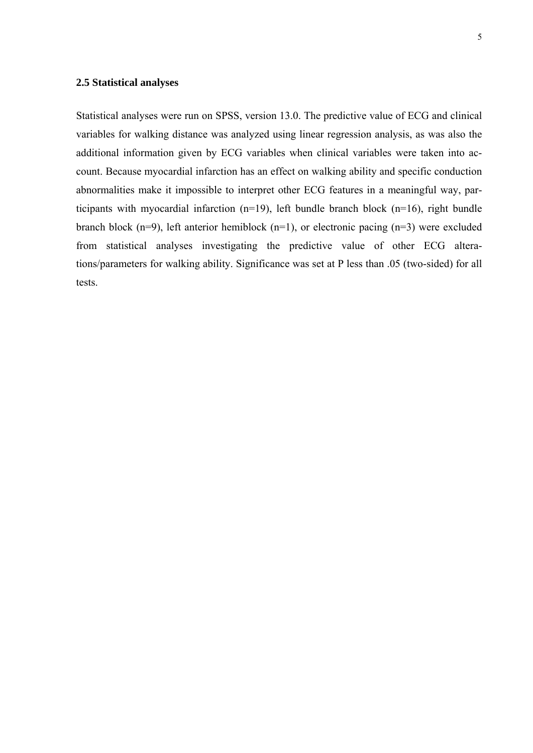## 2.5 Statistical analyses

Statistical analyses were run on SPSS, version 13.0. The predictive value of ECG and clinical variables for walking distance was analyzed using linear regression analysis, as was also the additional information given by ECG variables when clinical variables were taken into account. Because myocardial infarction has an effect on walking ability and specific conduction abnormalities make it impossible to interpret other ECG features in a meaningful way, participants with myocardial infarction (n=19), left bundle branch block (n=16), right bundle branch block (n=9), left anterior hemiblock (n=1), or electronic pacing (n=3) were excluded from statistical analyses investigating the predictive value of other ECG alterations/parameters for walking ability. Significance was set at P less than .05 (two-sided) for all tests.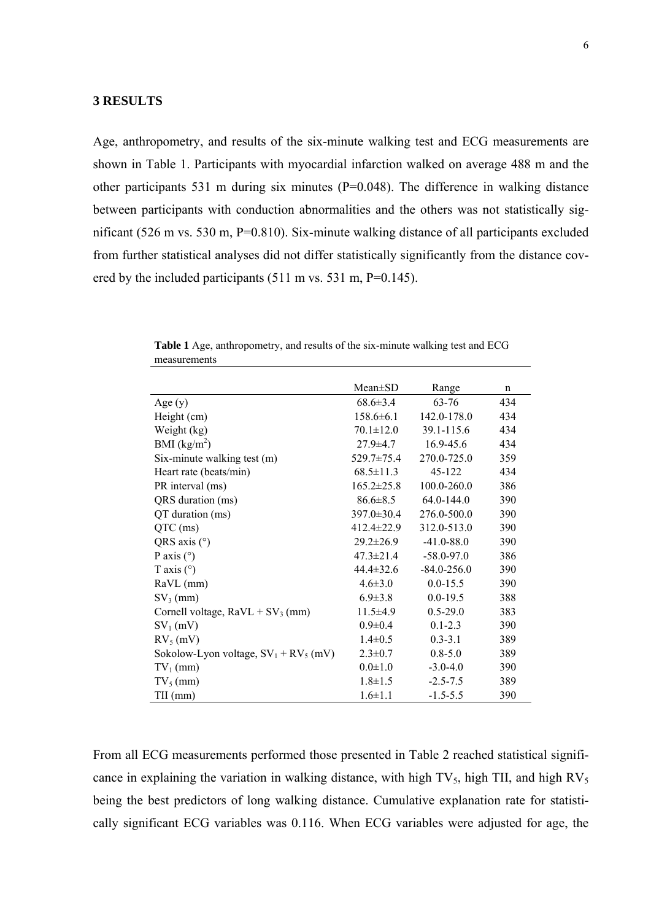## 3 RESULTS

Age, anthropometry, and results of the six-minute walking test and ECG measurements are shown in Table 1. Participants with myocardial infarction walked on average 488 m and the other participants 531 m during six minutes (P=0.048). The difference in walking distance between participants with conduction abnormalities and the others was not statistically significant (526 m vs. 530 m, P=0.810). Six-minute walking distance of all participants excluded from further statistical analyses did not differ statistically significantly from the distance covered by the included participants (511 m vs. 531 m, P=0.145).

**Table 1** Age, anthropometry, and results of the six-minute walking test and ECG measurements

| | Mean±SD | Range | n |
|---|---|---|---|
| Age (y) | 68.6±3.4 | 63-76 | 434 |
| Height (cm) | 158.6±6.1 | 142.0-178.0 | 434 |
| Weight (kg) | 70.1±12.0 | 39.1-115.6 | 434 |
| BMI (kg/m$^2$) | 27.9±4.7 | 16.9-45.6 | 434 |
| Six-minute walking test (m) | 529.7±75.4 | 270.0-725.0 | 359 |
| Heart rate (beats/min) | 68.5±11.3 | 45-122 | 434 |
| PR interval (ms) | 165.2±25.8 | 100.0-260.0 | 386 |
| QRS duration (ms) | 86.6±8.5 | 64.0-144.0 | 390 |
| QT duration (ms) | 397.0±30.4 | 276.0-500.0 | 390 |
| QTC (ms) | 412.4±22.9 | 312.0-513.0 | 390 |
| QRS axis (°) | 29.2±26.9 | -41.0-88.0 | 390 |
| P axis (°) | 47.3±21.4 | -58.0-97.0 | 386 |
| T axis (°) | 44.4±32.6 | -84.0-256.0 | 390 |
| RaVL (mm) | 4.6±3.0 | 0.0-15.5 | 390 |
| $SV_3$ (mm) | 6.9±3.8 | 0.0-19.5 | 388 |
| Cornell voltage, RaVL + $SV_3$ (mm) | 11.5±4.9 | 0.5-29.0 | 383 |
| $SV_1$ (mV) | 0.9±0.4 | 0.1-2.3 | 390 |
| $RV_5$ (mV) | 1.4±0.5 | 0.3-3.1 | 389 |
| Sokolow-Lyon voltage, $SV_1$ + $RV_5$ (mV) | 2.3±0.7 | 0.8-5.0 | 389 |
| $TV_1$ (mm) | 0.0±1.0 | -3.0-4.0 | 390 |
| $TV_5$ (mm) | 1.8±1.5 | -2.5-7.5 | 389 |
| TII (mm) | 1.6±1.1 | -1.5-5.5 | 390 |

From all ECG measurements performed those presented in Table 2 reached statistical significance in explaining the variation in walking distance, with high $TV_5$, high TII, and high $RV_5$ being the best predictors of long walking distance. Cumulative explanation rate for statistically significant ECG variables was 0.116. When ECG variables were adjusted for age, the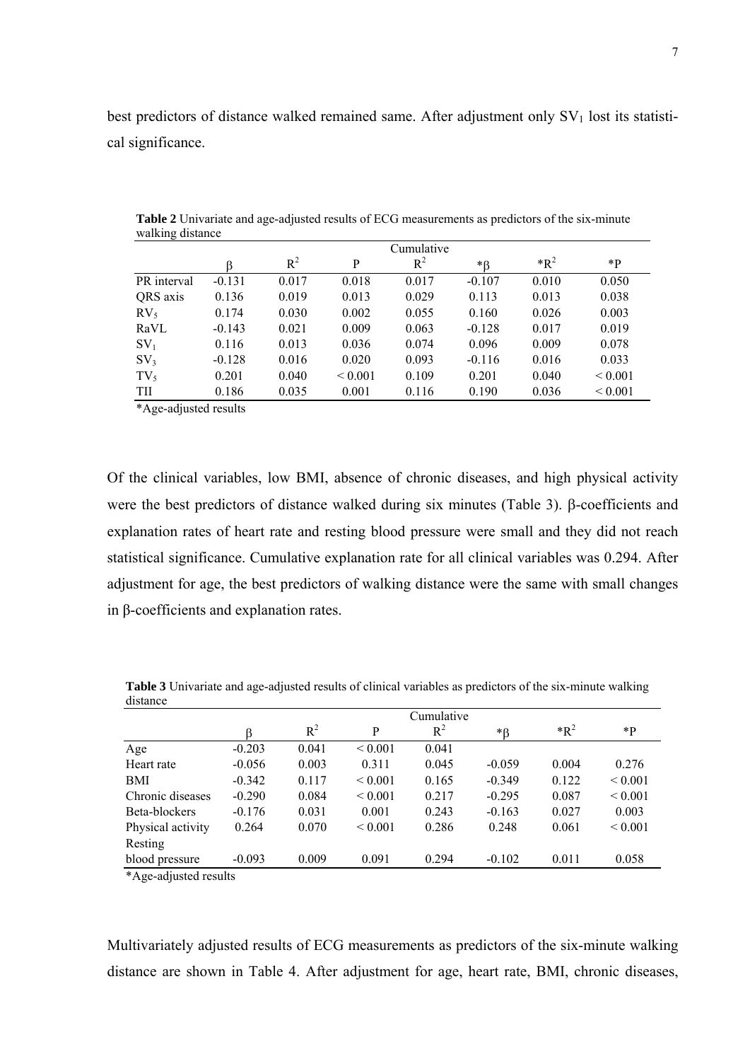best predictors of distance walked remained same. After adjustment only $SV_1$ lost its statistical significance.

**Table 2** Univariate and age-adjusted results of ECG measurements as predictors of the six-minute walking distance

| | $\beta$ | $R^2$ | P | Cumulative $R^2$ | $*\beta$ | $*R^2$ | $*P$ |
|---|---|---|---|---|---|---|---|
| PR interval | -0.131 | 0.017 | 0.018 | 0.017 | -0.107 | 0.010 | 0.050 |
| QRS axis | 0.136 | 0.019 | 0.013 | 0.029 | 0.113 | 0.013 | 0.038 |
| $RV_5$ | 0.174 | 0.030 | 0.002 | 0.055 | 0.160 | 0.026 | 0.003 |
| RaVL | -0.143 | 0.021 | 0.009 | 0.063 | -0.128 | 0.017 | 0.019 |
| $SV_1$ | 0.116 | 0.013 | 0.036 | 0.074 | 0.096 | 0.009 | 0.078 |
| $SV_3$ | -0.128 | 0.016 | 0.020 | 0.093 | -0.116 | 0.016 | 0.033 |
| $TV_5$ | 0.201 | 0.040 | < 0.001 | 0.109 | 0.201 | 0.040 | < 0.001 |
| TII | 0.186 | 0.035 | 0.001 | 0.116 | 0.190 | 0.036 | < 0.001 |

*Age-adjusted results

Of the clinical variables, low BMI, absence of chronic diseases, and high physical activity were the best predictors of distance walked during six minutes (Table 3). β-coefficients and explanation rates of heart rate and resting blood pressure were small and they did not reach statistical significance. Cumulative explanation rate for all clinical variables was 0.294. After adjustment for age, the best predictors of walking distance were the same with small changes in β-coefficients and explanation rates.

**Table 3** Univariate and age-adjusted results of clinical variables as predictors of the six-minute walking distance

| | $\beta$ | $R^2$ | P | Cumulative $R^2$ | $*\beta$ | $*R^2$ | $*P$ |
|---|---|---|---|---|---|---|---|
| Age | -0.203 | 0.041 | < 0.001 | 0.041 | | | |
| Heart rate | -0.056 | 0.003 | 0.311 | 0.045 | -0.059 | 0.004 | 0.276 |
| BMI | -0.342 | 0.117 | < 0.001 | 0.165 | -0.349 | 0.122 | < 0.001 |
| Chronic diseases | -0.290 | 0.084 | < 0.001 | 0.217 | -0.295 | 0.087 | < 0.001 |
| Beta-blockers | -0.176 | 0.031 | 0.001 | 0.243 | -0.163 | 0.027 | 0.003 |
| Physical activity | 0.264 | 0.070 | < 0.001 | 0.286 | 0.248 | 0.061 | < 0.001 |
| Resting blood pressure | -0.093 | 0.009 | 0.091 | 0.294 | -0.102 | 0.011 | 0.058 |

*Age-adjusted results

Multivariately adjusted results of ECG measurements as predictors of the six-minute walking distance are shown in Table 4. After adjustment for age, heart rate, BMI, chronic diseases,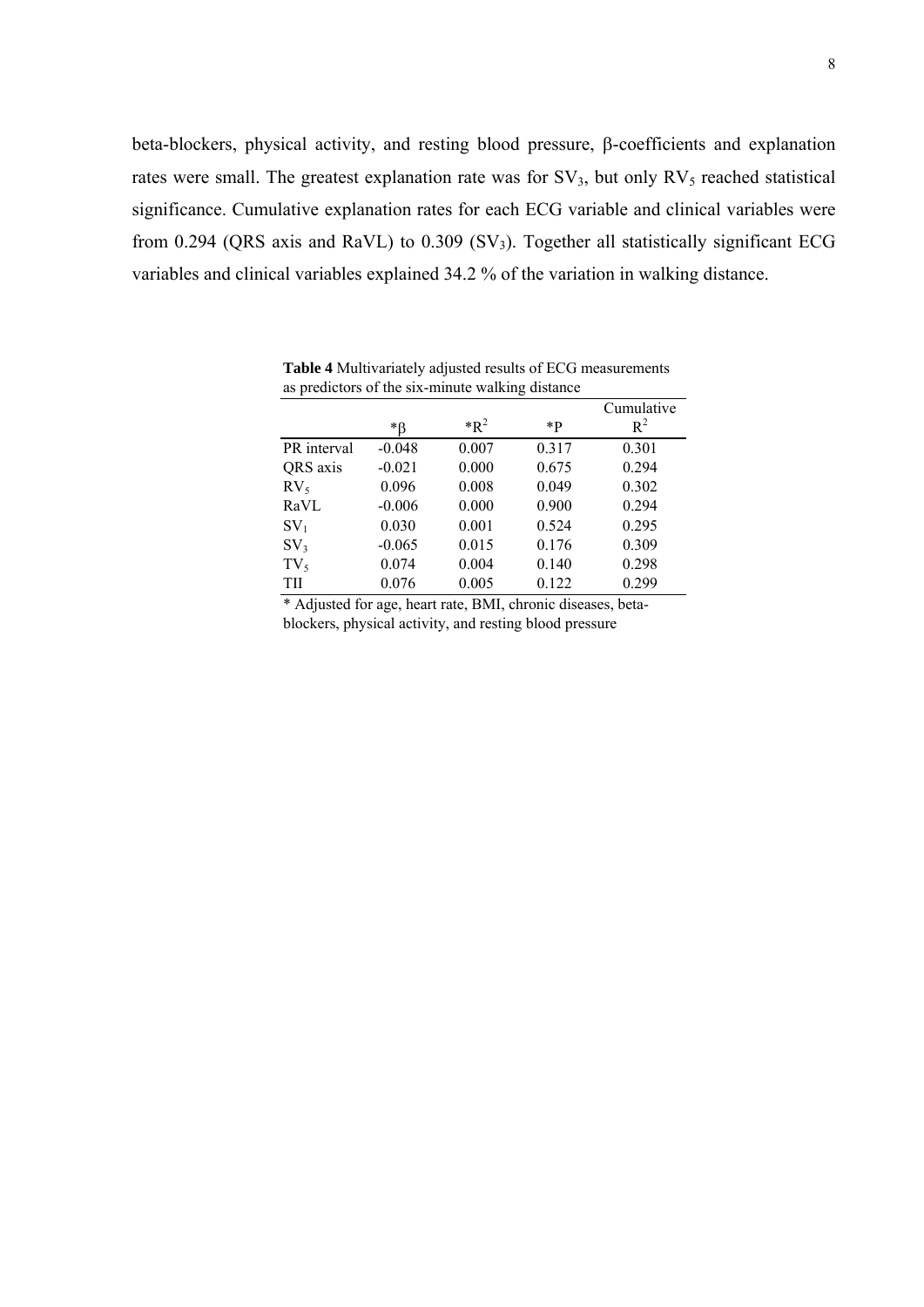beta-blockers, physical activity, and resting blood pressure, β-coefficients and explanation rates were small. The greatest explanation rate was for $SV_3$, but only $RV_5$ reached statistical significance. Cumulative explanation rates for each ECG variable and clinical variables were from 0.294 (QRS axis and RaVL) to 0.309 ($SV_3$). Together all statistically significant ECG variables and clinical variables explained 34.2 % of the variation in walking distance.

**Table 4** Multivariately adjusted results of ECG measurements as predictors of the six-minute walking distance

| | *β | *$R^2$ | *P | Cumulative $R^2$ |
|---|---|---|---|---|
| PR interval | -0.048 | 0.007 | 0.317 | 0.301 |
| QRS axis | -0.021 | 0.000 | 0.675 | 0.294 |
| $RV_5$ | 0.096 | 0.008 | 0.049 | 0.302 |
| RaVL | -0.006 | 0.000 | 0.900 | 0.294 |
| $SV_1$ | 0.030 | 0.001 | 0.524 | 0.295 |
| $SV_3$ | -0.065 | 0.015 | 0.176 | 0.309 |
| $TV_5$ | 0.074 | 0.004 | 0.140 | 0.298 |
| TII | 0.076 | 0.005 | 0.122 | 0.299 |

* Adjusted for age, heart rate, BMI, chronic diseases, beta-blockers, physical activity, and resting blood pressure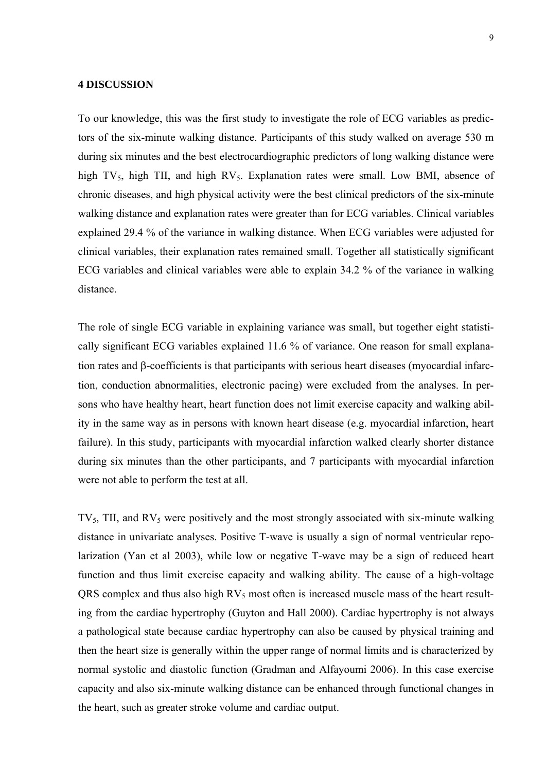## 4 DISCUSSION

To our knowledge, this was the first study to investigate the role of ECG variables as predictors of the six-minute walking distance. Participants of this study walked on average 530 m during six minutes and the best electrocardiographic predictors of long walking distance were high $TV_5$, high TII, and high $RV_5$. Explanation rates were small. Low BMI, absence of chronic diseases, and high physical activity were the best clinical predictors of the six-minute walking distance and explanation rates were greater than for ECG variables. Clinical variables explained 29.4 % of the variance in walking distance. When ECG variables were adjusted for clinical variables, their explanation rates remained small. Together all statistically significant ECG variables and clinical variables were able to explain 34.2 % of the variance in walking distance.

The role of single ECG variable in explaining variance was small, but together eight statistically significant ECG variables explained 11.6 % of variance. One reason for small explanation rates and $\beta$-coefficients is that participants with serious heart diseases (myocardial infarction, conduction abnormalities, electronic pacing) were excluded from the analyses. In persons who have healthy heart, heart function does not limit exercise capacity and walking ability in the same way as in persons with known heart disease (e.g. myocardial infarction, heart failure). In this study, participants with myocardial infarction walked clearly shorter distance during six minutes than the other participants, and 7 participants with myocardial infarction were not able to perform the test at all.

$TV_5$, TII, and $RV_5$ were positively and the most strongly associated with six-minute walking distance in univariate analyses. Positive T-wave is usually a sign of normal ventricular repolarization (Yan et al 2003), while low or negative T-wave may be a sign of reduced heart function and thus limit exercise capacity and walking ability. The cause of a high-voltage QRS complex and thus also high $RV_5$ most often is increased muscle mass of the heart resulting from the cardiac hypertrophy (Guyton and Hall 2000). Cardiac hypertrophy is not always a pathological state because cardiac hypertrophy can also be caused by physical training and then the heart size is generally within the upper range of normal limits and is characterized by normal systolic and diastolic function (Gradman and Alfayoumi 2006). In this case exercise capacity and also six-minute walking distance can be enhanced through functional changes in the heart, such as greater stroke volume and cardiac output.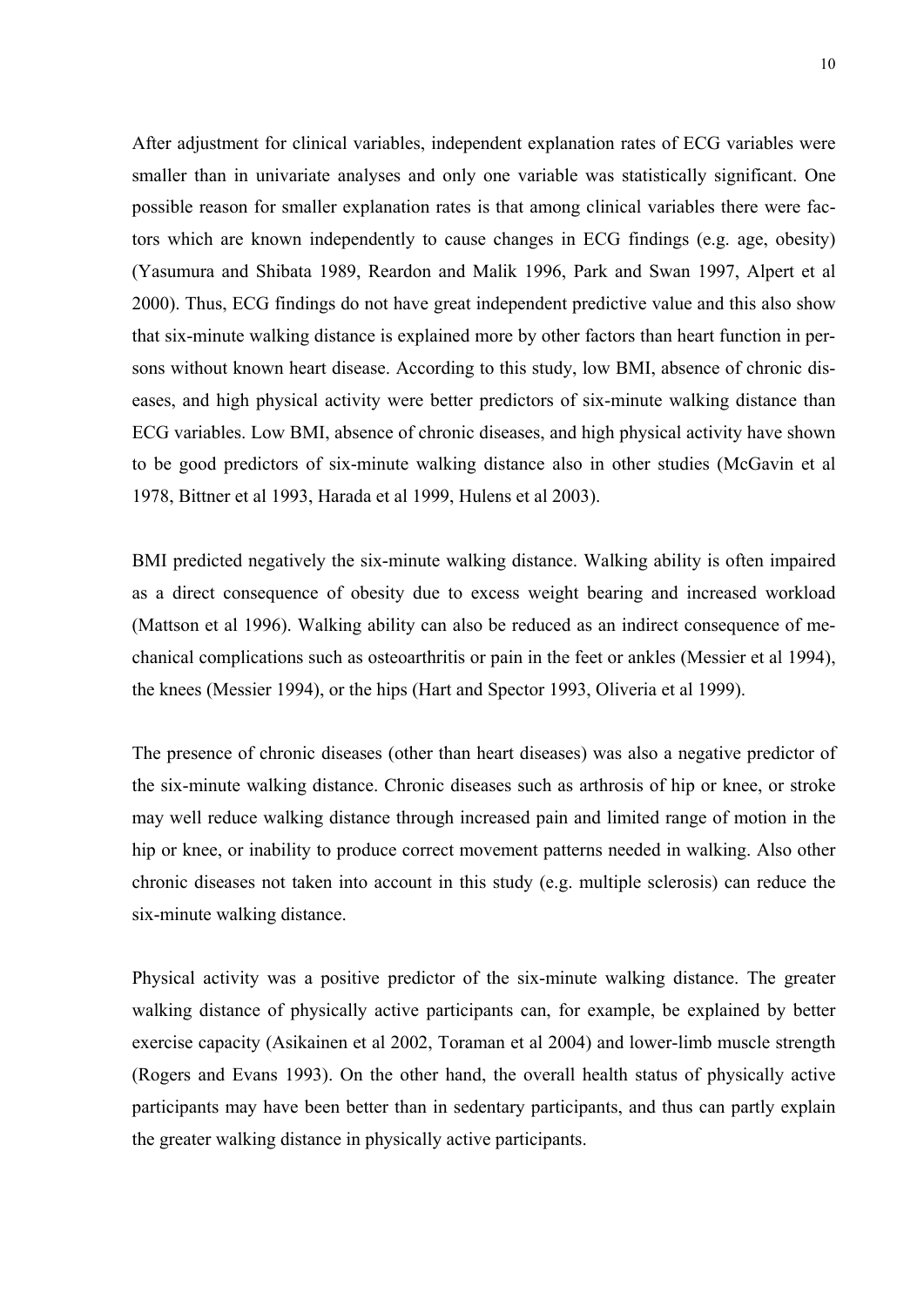After adjustment for clinical variables, independent explanation rates of ECG variables were smaller than in univariate analyses and only one variable was statistically significant. One possible reason for smaller explanation rates is that among clinical variables there were factors which are known independently to cause changes in ECG findings (e.g. age, obesity) (Yasumura and Shibata 1989, Reardon and Malik 1996, Park and Swan 1997, Alpert et al 2000). Thus, ECG findings do not have great independent predictive value and this also show that six-minute walking distance is explained more by other factors than heart function in persons without known heart disease. According to this study, low BMI, absence of chronic diseases, and high physical activity were better predictors of six-minute walking distance than ECG variables. Low BMI, absence of chronic diseases, and high physical activity have shown to be good predictors of six-minute walking distance also in other studies (McGavin et al 1978, Bittner et al 1993, Harada et al 1999, Hulens et al 2003).

BMI predicted negatively the six-minute walking distance. Walking ability is often impaired as a direct consequence of obesity due to excess weight bearing and increased workload (Mattson et al 1996). Walking ability can also be reduced as an indirect consequence of mechanical complications such as osteoarthritis or pain in the feet or ankles (Messier et al 1994), the knees (Messier 1994), or the hips (Hart and Spector 1993, Oliveria et al 1999).

The presence of chronic diseases (other than heart diseases) was also a negative predictor of the six-minute walking distance. Chronic diseases such as arthrosis of hip or knee, or stroke may well reduce walking distance through increased pain and limited range of motion in the hip or knee, or inability to produce correct movement patterns needed in walking. Also other chronic diseases not taken into account in this study (e.g. multiple sclerosis) can reduce the six-minute walking distance.

Physical activity was a positive predictor of the six-minute walking distance. The greater walking distance of physically active participants can, for example, be explained by better exercise capacity (Asikainen et al 2002, Toraman et al 2004) and lower-limb muscle strength (Rogers and Evans 1993). On the other hand, the overall health status of physically active participants may have been better than in sedentary participants, and thus can partly explain the greater walking distance in physically active participants.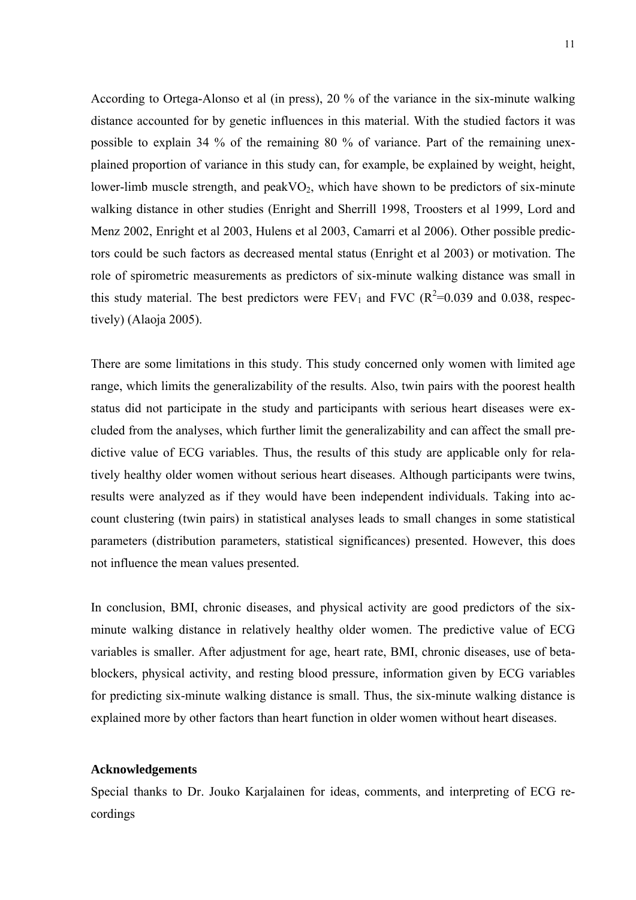According to Ortega-Alonso et al (in press), 20 % of the variance in the six-minute walking distance accounted for by genetic influences in this material. With the studied factors it was possible to explain 34 % of the remaining 80 % of variance. Part of the remaining unexplained proportion of variance in this study can, for example, be explained by weight, height, lower-limb muscle strength, and peak$VO_2$, which have shown to be predictors of six-minute walking distance in other studies (Enright and Sherrill 1998, Troosters et al 1999, Lord and Menz 2002, Enright et al 2003, Hulens et al 2003, Camarri et al 2006). Other possible predictors could be such factors as decreased mental status (Enright et al 2003) or motivation. The role of spirometric measurements as predictors of six-minute walking distance was small in this study material. The best predictors were $FEV_1$ and FVC ($R^2$=0.039 and 0.038, respectively) (Alaoja 2005).

There are some limitations in this study. This study concerned only women with limited age range, which limits the generalizability of the results. Also, twin pairs with the poorest health status did not participate in the study and participants with serious heart diseases were excluded from the analyses, which further limit the generalizability and can affect the small predictive value of ECG variables. Thus, the results of this study are applicable only for relatively healthy older women without serious heart diseases. Although participants were twins, results were analyzed as if they would have been independent individuals. Taking into account clustering (twin pairs) in statistical analyses leads to small changes in some statistical parameters (distribution parameters, statistical significances) presented. However, this does not influence the mean values presented.

In conclusion, BMI, chronic diseases, and physical activity are good predictors of the six-minute walking distance in relatively healthy older women. The predictive value of ECG variables is smaller. After adjustment for age, heart rate, BMI, chronic diseases, use of beta-blockers, physical activity, and resting blood pressure, information given by ECG variables for predicting six-minute walking distance is small. Thus, the six-minute walking distance is explained more by other factors than heart function in older women without heart diseases.

**Acknowledgements**

Special thanks to Dr. Jouko Karjalainen for ideas, comments, and interpreting of ECG recordings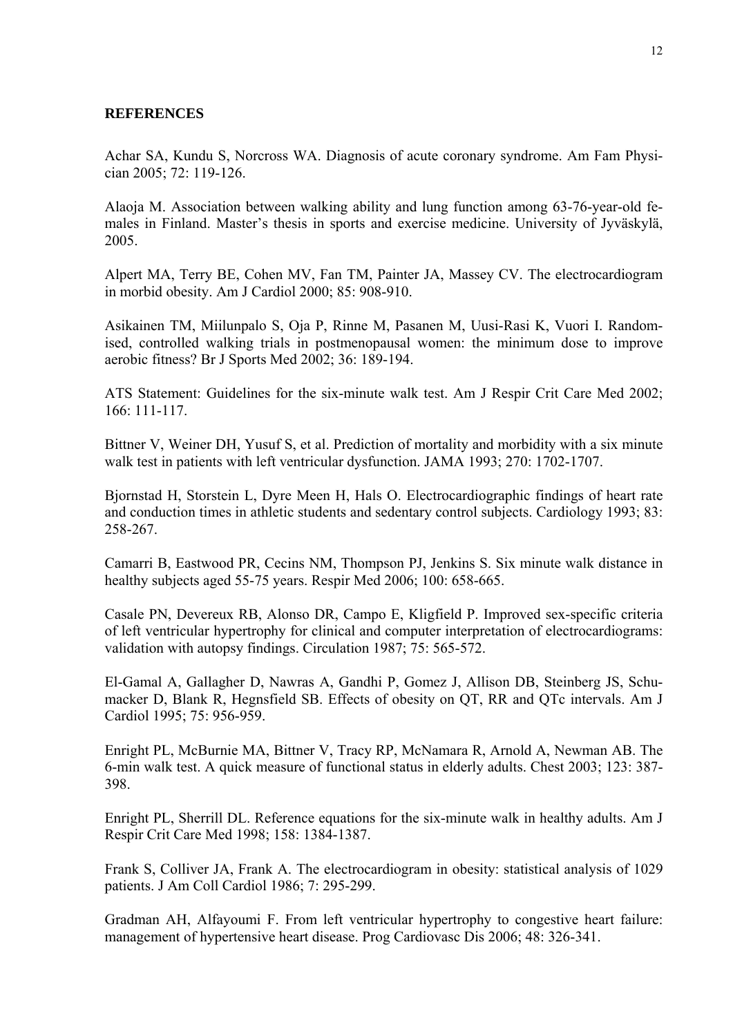**REFERENCES**

Achar SA, Kundu S, Norcross WA. Diagnosis of acute coronary syndrome. Am Fam Physician 2005; 72: 119-126.

Alaoja M. Association between walking ability and lung function among 63-76-year-old females in Finland. Master's thesis in sports and exercise medicine. University of Jyväskylä, 2005.

Alpert MA, Terry BE, Cohen MV, Fan TM, Painter JA, Massey CV. The electrocardiogram in morbid obesity. Am J Cardiol 2000; 85: 908-910.

Asikainen TM, Miilunpalo S, Oja P, Rinne M, Pasanen M, Uusi-Rasi K, Vuori I. Randomised, controlled walking trials in postmenopausal women: the minimum dose to improve aerobic fitness? Br J Sports Med 2002; 36: 189-194.

ATS Statement: Guidelines for the six-minute walk test. Am J Respir Crit Care Med 2002; 166: 111-117.

Bittner V, Weiner DH, Yusuf S, et al. Prediction of mortality and morbidity with a six minute walk test in patients with left ventricular dysfunction. JAMA 1993; 270: 1702-1707.

Bjornstad H, Storstein L, Dyre Meen H, Hals O. Electrocardiographic findings of heart rate and conduction times in athletic students and sedentary control subjects. Cardiology 1993; 83: 258-267.

Camarri B, Eastwood PR, Cecins NM, Thompson PJ, Jenkins S. Six minute walk distance in healthy subjects aged 55-75 years. Respir Med 2006; 100: 658-665.

Casale PN, Devereux RB, Alonso DR, Campo E, Kligfield P. Improved sex-specific criteria of left ventricular hypertrophy for clinical and computer interpretation of electrocardiograms: validation with autopsy findings. Circulation 1987; 75: 565-572.

El-Gamal A, Gallagher D, Nawras A, Gandhi P, Gomez J, Allison DB, Steinberg JS, Schumacker D, Blank R, Hegnsfield SB. Effects of obesity on QT, RR and QTc intervals. Am J Cardiol 1995; 75: 956-959.

Enright PL, McBurnie MA, Bittner V, Tracy RP, McNamara R, Arnold A, Newman AB. The 6-min walk test. A quick measure of functional status in elderly adults. Chest 2003; 123: 387-398.

Enright PL, Sherrill DL. Reference equations for the six-minute walk in healthy adults. Am J Respir Crit Care Med 1998; 158: 1384-1387.

Frank S, Colliver JA, Frank A. The electrocardiogram in obesity: statistical analysis of 1029 patients. J Am Coll Cardiol 1986; 7: 295-299.

Gradman AH, Alfayoumi F. From left ventricular hypertrophy to congestive heart failure: management of hypertensive heart disease. Prog Cardiovasc Dis 2006; 48: 326-341.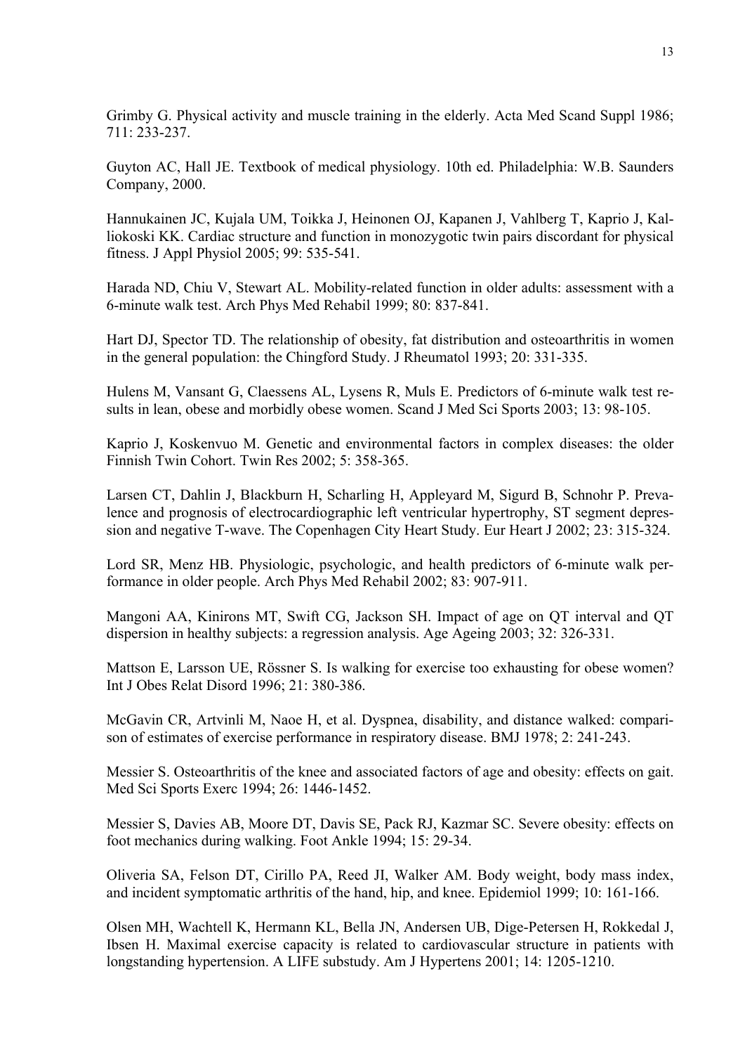Grimby G. Physical activity and muscle training in the elderly. Acta Med Scand Suppl 1986; 711: 233-237.

Guyton AC, Hall JE. Textbook of medical physiology. 10th ed. Philadelphia: W.B. Saunders Company, 2000.

Hannukainen JC, Kujala UM, Toikka J, Heinonen OJ, Kapanen J, Vahlberg T, Kaprio J, Kalliokoski KK. Cardiac structure and function in monozygotic twin pairs discordant for physical fitness. J Appl Physiol 2005; 99: 535-541.

Harada ND, Chiu V, Stewart AL. Mobility-related function in older adults: assessment with a 6-minute walk test. Arch Phys Med Rehabil 1999; 80: 837-841.

Hart DJ, Spector TD. The relationship of obesity, fat distribution and osteoarthritis in women in the general population: the Chingford Study. J Rheumatol 1993; 20: 331-335.

Hulens M, Vansant G, Claessens AL, Lysens R, Muls E. Predictors of 6-minute walk test results in lean, obese and morbidly obese women. Scand J Med Sci Sports 2003; 13: 98-105.

Kaprio J, Koskenvuo M. Genetic and environmental factors in complex diseases: the older Finnish Twin Cohort. Twin Res 2002; 5: 358-365.

Larsen CT, Dahlin J, Blackburn H, Scharling H, Appleyard M, Sigurd B, Schnohr P. Prevalence and prognosis of electrocardiographic left ventricular hypertrophy, ST segment depression and negative T-wave. The Copenhagen City Heart Study. Eur Heart J 2002; 23: 315-324.

Lord SR, Menz HB. Physiologic, psychologic, and health predictors of 6-minute walk performance in older people. Arch Phys Med Rehabil 2002; 83: 907-911.

Mangoni AA, Kinirons MT, Swift CG, Jackson SH. Impact of age on QT interval and QT dispersion in healthy subjects: a regression analysis. Age Ageing 2003; 32: 326-331.

Mattson E, Larsson UE, Rössner S. Is walking for exercise too exhausting for obese women? Int J Obes Relat Disord 1996; 21: 380-386.

McGavin CR, Artvinli M, Naoe H, et al. Dyspnea, disability, and distance walked: comparison of estimates of exercise performance in respiratory disease. BMJ 1978; 2: 241-243.

Messier S. Osteoarthritis of the knee and associated factors of age and obesity: effects on gait. Med Sci Sports Exerc 1994; 26: 1446-1452.

Messier S, Davies AB, Moore DT, Davis SE, Pack RJ, Kazmar SC. Severe obesity: effects on foot mechanics during walking. Foot Ankle 1994; 15: 29-34.

Oliveria SA, Felson DT, Cirillo PA, Reed JI, Walker AM. Body weight, body mass index, and incident symptomatic arthritis of the hand, hip, and knee. Epidemiol 1999; 10: 161-166.

Olsen MH, Wachtell K, Hermann KL, Bella JN, Andersen UB, Dige-Petersen H, Rokkedal J, Ibsen H. Maximal exercise capacity is related to cardiovascular structure in patients with longstanding hypertension. A LIFE substudy. Am J Hypertens 2001; 14: 1205-1210.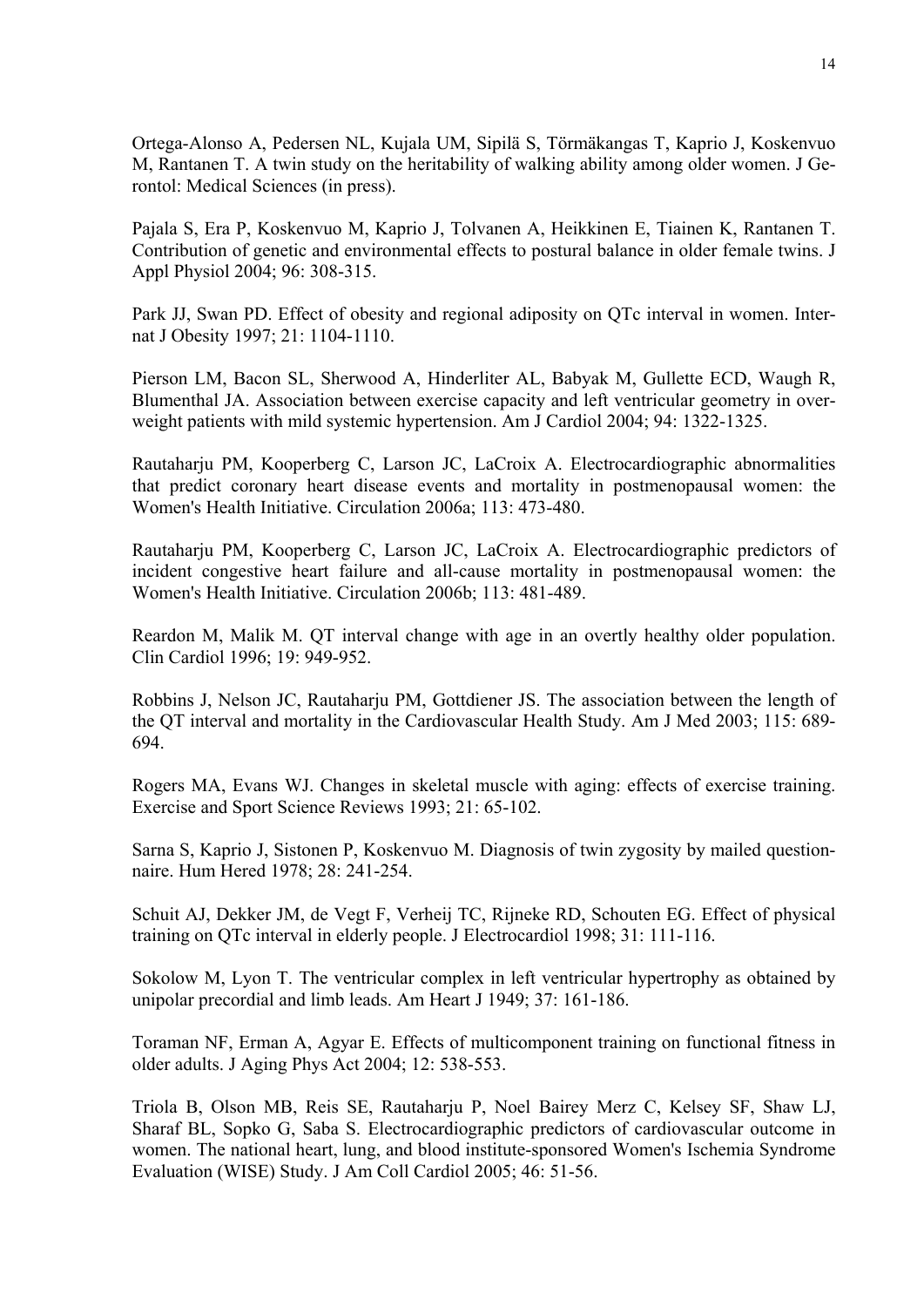Ortega-Alonso A, Pedersen NL, Kujala UM, Sipilä S, Törmäkangas T, Kaprio J, Koskenvuo M, Rantanen T. A twin study on the heritability of walking ability among older women. J Gerontol: Medical Sciences (in press).

Pajala S, Era P, Koskenvuo M, Kaprio J, Tolvanen A, Heikkinen E, Tiainen K, Rantanen T. Contribution of genetic and environmental effects to postural balance in older female twins. J Appl Physiol 2004; 96: 308-315.

Park JJ, Swan PD. Effect of obesity and regional adiposity on QTc interval in women. Internat J Obesity 1997; 21: 1104-1110.

Pierson LM, Bacon SL, Sherwood A, Hinderliter AL, Babyak M, Gullette ECD, Waugh R, Blumenthal JA. Association between exercise capacity and left ventricular geometry in overweight patients with mild systemic hypertension. Am J Cardiol 2004; 94: 1322-1325.

Rautaharju PM, Kooperberg C, Larson JC, LaCroix A. Electrocardiographic abnormalities that predict coronary heart disease events and mortality in postmenopausal women: the Women's Health Initiative. Circulation 2006a; 113: 473-480.

Rautaharju PM, Kooperberg C, Larson JC, LaCroix A. Electrocardiographic predictors of incident congestive heart failure and all-cause mortality in postmenopausal women: the Women's Health Initiative. Circulation 2006b; 113: 481-489.

Reardon M, Malik M. QT interval change with age in an overtly healthy older population. Clin Cardiol 1996; 19: 949-952.

Robbins J, Nelson JC, Rautaharju PM, Gottdiener JS. The association between the length of the QT interval and mortality in the Cardiovascular Health Study. Am J Med 2003; 115: 689-694.

Rogers MA, Evans WJ. Changes in skeletal muscle with aging: effects of exercise training. Exercise and Sport Science Reviews 1993; 21: 65-102.

Sarna S, Kaprio J, Sistonen P, Koskenvuo M. Diagnosis of twin zygosity by mailed questionnaire. Hum Hered 1978; 28: 241-254.

Schuit AJ, Dekker JM, de Vegt F, Verheij TC, Rijneke RD, Schouten EG. Effect of physical training on QTc interval in elderly people. J Electrocardiol 1998; 31: 111-116.

Sokolow M, Lyon T. The ventricular complex in left ventricular hypertrophy as obtained by unipolar precordial and limb leads. Am Heart J 1949; 37: 161-186.

Toraman NF, Erman A, Agyar E. Effects of multicomponent training on functional fitness in older adults. J Aging Phys Act 2004; 12: 538-553.

Triola B, Olson MB, Reis SE, Rautaharju P, Noel Bairey Merz C, Kelsey SF, Shaw LJ, Sharaf BL, Sopko G, Saba S. Electrocardiographic predictors of cardiovascular outcome in women. The national heart, lung, and blood institute-sponsored Women's Ischemia Syndrome Evaluation (WISE) Study. J Am Coll Cardiol 2005; 46: 51-56.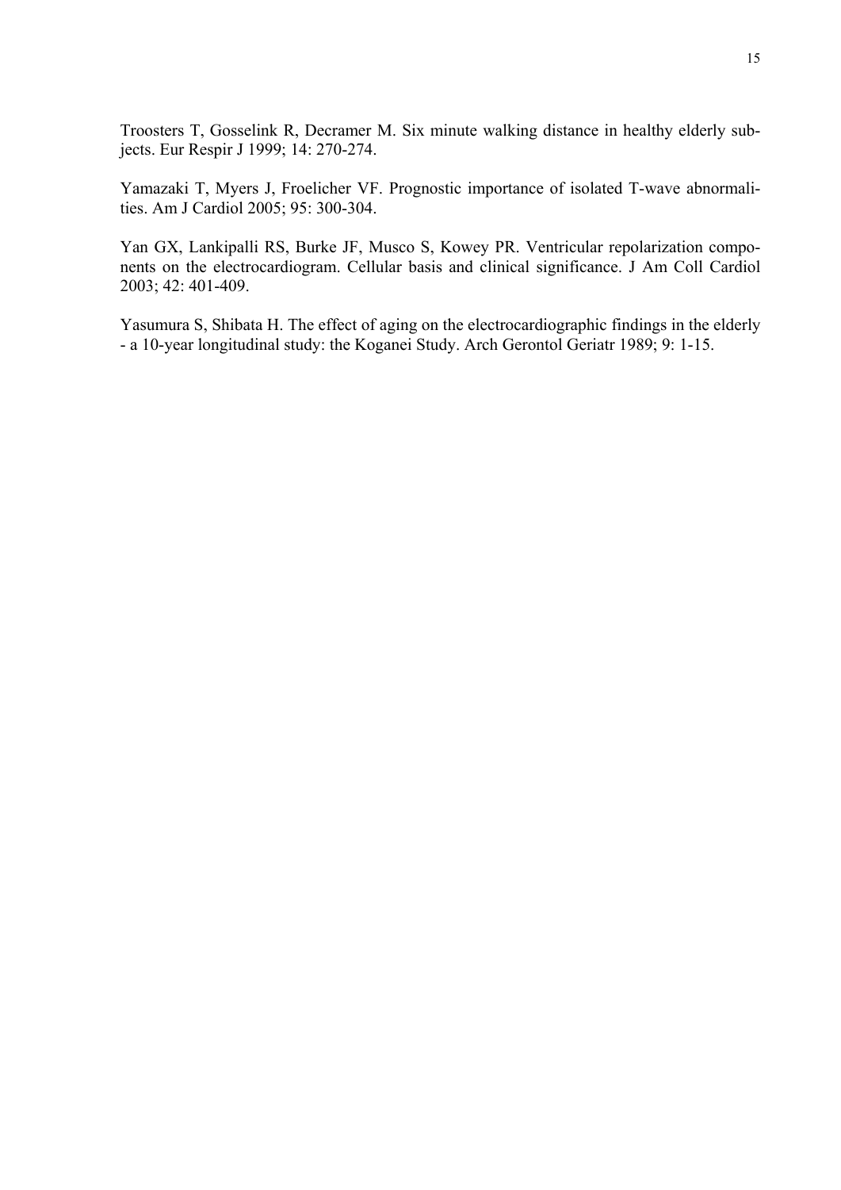Troosters T, Gosselink R, Decramer M. Six minute walking distance in healthy elderly subjects. Eur Respir J 1999; 14: 270-274.

Yamazaki T, Myers J, Froelicher VF. Prognostic importance of isolated T-wave abnormalities. Am J Cardiol 2005; 95: 300-304.

Yan GX, Lankipalli RS, Burke JF, Musco S, Kowey PR. Ventricular repolarization components on the electrocardiogram. Cellular basis and clinical significance. J Am Coll Cardiol 2003; 42: 401-409.

Yasumura S, Shibata H. The effect of aging on the electrocardiographic findings in the elderly - a 10-year longitudinal study: the Koganei Study. Arch Gerontol Geriatr 1989; 9: 1-15.